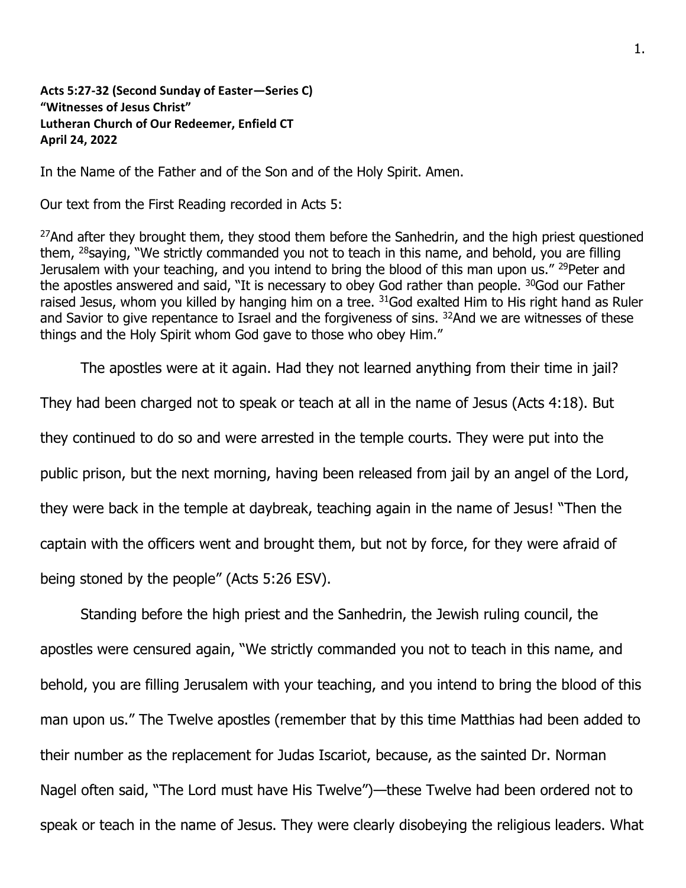**Acts 5:27-32 (Second Sunday of Easter—Series C)**
**"Witnesses of Jesus Christ"**
**Lutheran Church of Our Redeemer, Enfield CT**
**April 24, 2022**

In the Name of the Father and of the Son and of the Holy Spirit. Amen.

Our text from the First Reading recorded in Acts 5:

[27]And after they brought them, they stood them before the Sanhedrin, and the high priest questioned them, [28]saying, "We strictly commanded you not to teach in this name, and behold, you are filling Jerusalem with your teaching, and you intend to bring the blood of this man upon us." [29]Peter and the apostles answered and said, "It is necessary to obey God rather than people. [30]God our Father raised Jesus, whom you killed by hanging him on a tree. [31]God exalted Him to His right hand as Ruler and Savior to give repentance to Israel and the forgiveness of sins. [32]And we are witnesses of these things and the Holy Spirit whom God gave to those who obey Him."

The apostles were at it again. Had they not learned anything from their time in jail? They had been charged not to speak or teach at all in the name of Jesus (Acts 4:18). But they continued to do so and were arrested in the temple courts. They were put into the public prison, but the next morning, having been released from jail by an angel of the Lord, they were back in the temple at daybreak, teaching again in the name of Jesus! "Then the captain with the officers went and brought them, but not by force, for they were afraid of being stoned by the people" (Acts 5:26 ESV).

Standing before the high priest and the Sanhedrin, the Jewish ruling council, the apostles were censured again, "We strictly commanded you not to teach in this name, and behold, you are filling Jerusalem with your teaching, and you intend to bring the blood of this man upon us." The Twelve apostles (remember that by this time Matthias had been added to their number as the replacement for Judas Iscariot, because, as the sainted Dr. Norman Nagel often said, "The Lord must have His Twelve")—these Twelve had been ordered not to speak or teach in the name of Jesus. They were clearly disobeying the religious leaders. What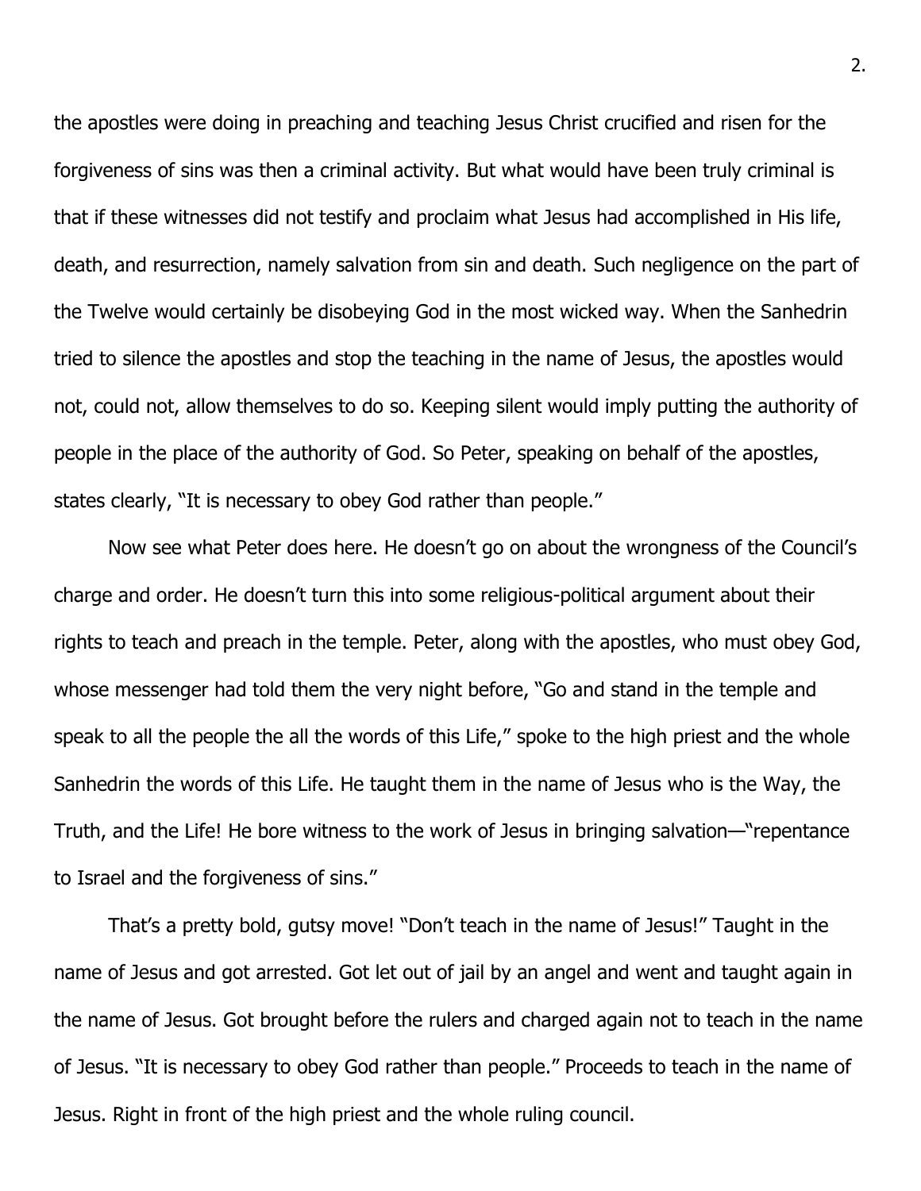the apostles were doing in preaching and teaching Jesus Christ crucified and risen for the forgiveness of sins was then a criminal activity. But what would have been truly criminal is that if these witnesses did not testify and proclaim what Jesus had accomplished in His life, death, and resurrection, namely salvation from sin and death. Such negligence on the part of the Twelve would certainly be disobeying God in the most wicked way. When the Sanhedrin tried to silence the apostles and stop the teaching in the name of Jesus, the apostles would not, could not, allow themselves to do so. Keeping silent would imply putting the authority of people in the place of the authority of God. So Peter, speaking on behalf of the apostles, states clearly, "It is necessary to obey God rather than people."

Now see what Peter does here. He doesn't go on about the wrongness of the Council's charge and order. He doesn't turn this into some religious-political argument about their rights to teach and preach in the temple. Peter, along with the apostles, who must obey God, whose messenger had told them the very night before, "Go and stand in the temple and speak to all the people the all the words of this Life," spoke to the high priest and the whole Sanhedrin the words of this Life. He taught them in the name of Jesus who is the Way, the Truth, and the Life! He bore witness to the work of Jesus in bringing salvation—"repentance to Israel and the forgiveness of sins."

That's a pretty bold, gutsy move! "Don't teach in the name of Jesus!" Taught in the name of Jesus and got arrested. Got let out of jail by an angel and went and taught again in the name of Jesus. Got brought before the rulers and charged again not to teach in the name of Jesus. "It is necessary to obey God rather than people." Proceeds to teach in the name of Jesus. Right in front of the high priest and the whole ruling council.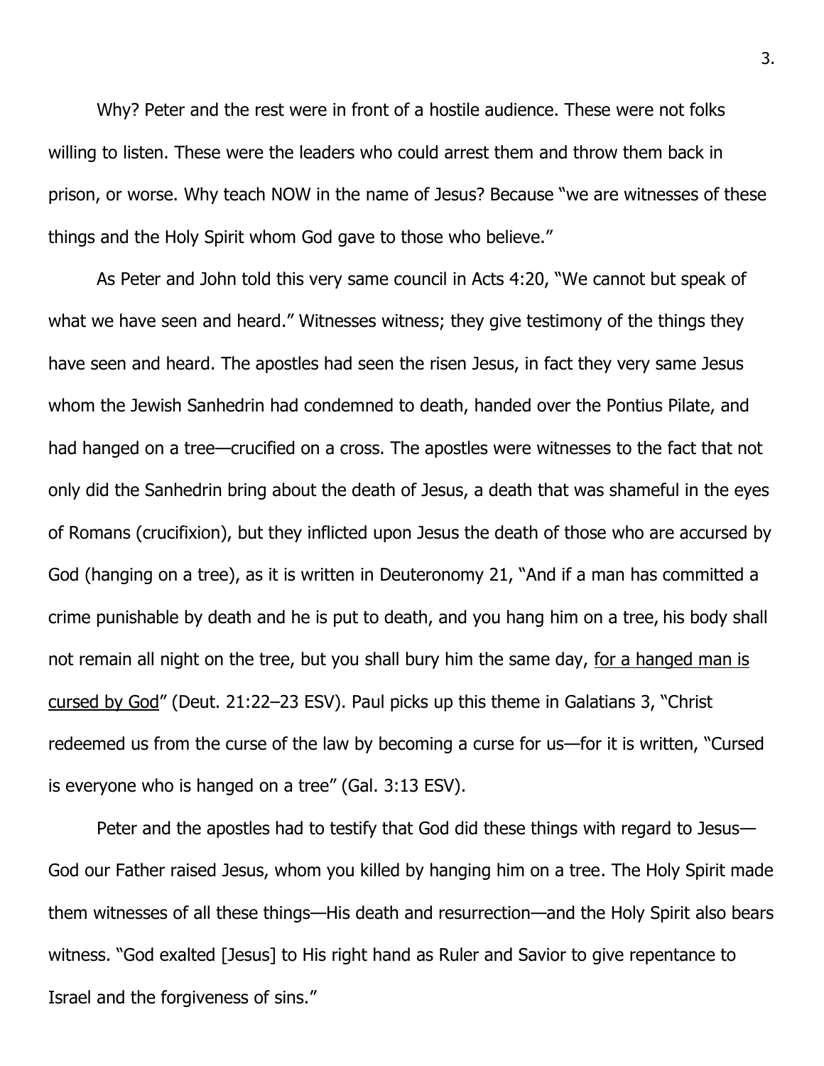Why? Peter and the rest were in front of a hostile audience. These were not folks willing to listen. These were the leaders who could arrest them and throw them back in prison, or worse. Why teach NOW in the name of Jesus? Because "we are witnesses of these things and the Holy Spirit whom God gave to those who believe."

As Peter and John told this very same council in Acts 4:20, "We cannot but speak of what we have seen and heard." Witnesses witness; they give testimony of the things they have seen and heard. The apostles had seen the risen Jesus, in fact they very same Jesus whom the Jewish Sanhedrin had condemned to death, handed over the Pontius Pilate, and had hanged on a tree—crucified on a cross. The apostles were witnesses to the fact that not only did the Sanhedrin bring about the death of Jesus, a death that was shameful in the eyes of Romans (crucifixion), but they inflicted upon Jesus the death of those who are accursed by God (hanging on a tree), as it is written in Deuteronomy 21, "And if a man has committed a crime punishable by death and he is put to death, and you hang him on a tree, his body shall not remain all night on the tree, but you shall bury him the same day, <u>for a hanged man is cursed by God</u>" (Deut. 21:22–23 ESV). Paul picks up this theme in Galatians 3, "Christ redeemed us from the curse of the law by becoming a curse for us—for it is written, "Cursed is everyone who is hanged on a tree" (Gal. 3:13 ESV).

Peter and the apostles had to testify that God did these things with regard to Jesus—God our Father raised Jesus, whom you killed by hanging him on a tree. The Holy Spirit made them witnesses of all these things—His death and resurrection—and the Holy Spirit also bears witness. "God exalted [Jesus] to His right hand as Ruler and Savior to give repentance to Israel and the forgiveness of sins."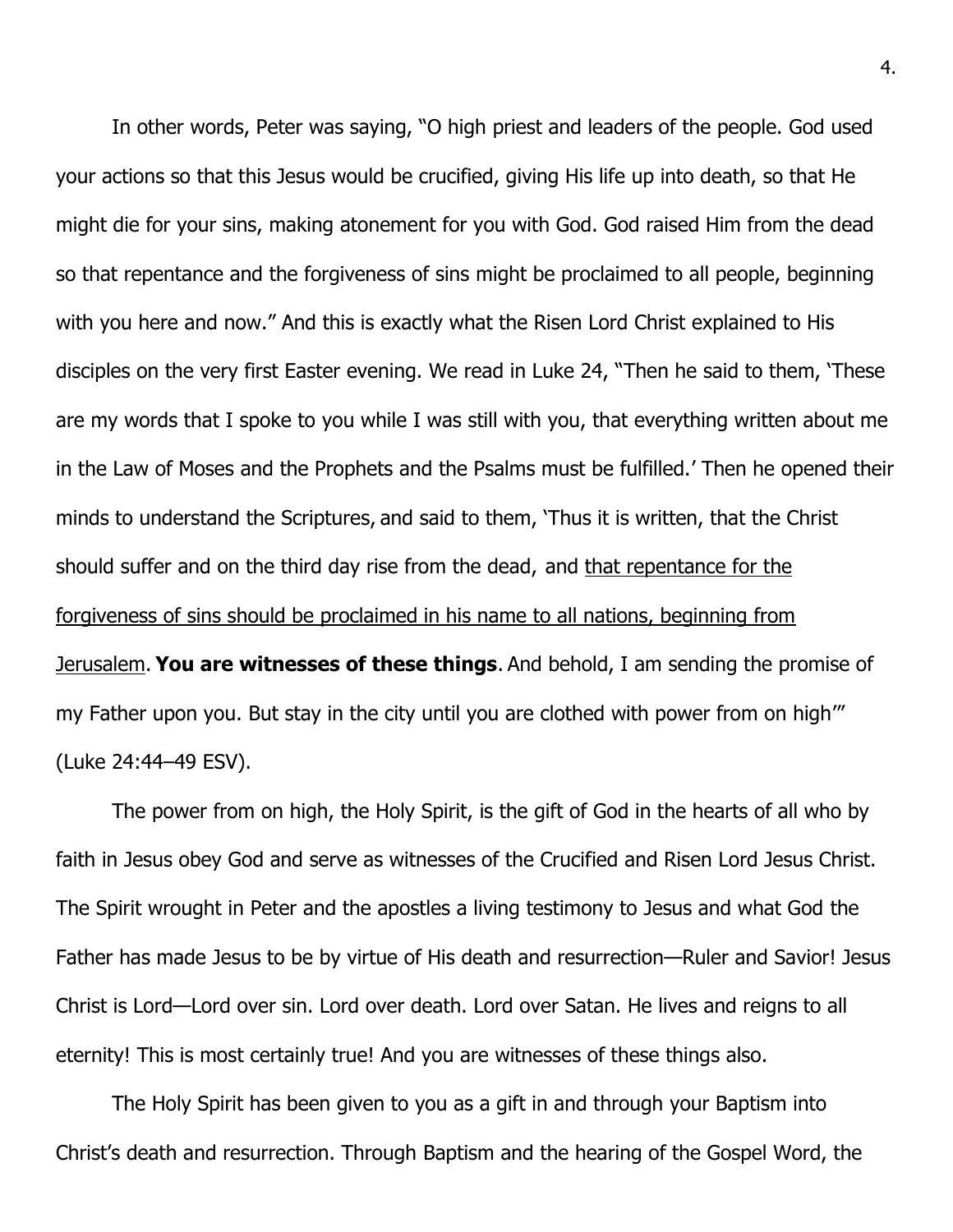In other words, Peter was saying, "O high priest and leaders of the people. God used your actions so that this Jesus would be crucified, giving His life up into death, so that He might die for your sins, making atonement for you with God. God raised Him from the dead so that repentance and the forgiveness of sins might be proclaimed to all people, beginning with you here and now." And this is exactly what the Risen Lord Christ explained to His disciples on the very first Easter evening. We read in Luke 24, "Then he said to them, 'These are my words that I spoke to you while I was still with you, that everything written about me in the Law of Moses and the Prophets and the Psalms must be fulfilled.' Then he opened their minds to understand the Scriptures, and said to them, 'Thus it is written, that the Christ should suffer and on the third day rise from the dead, and <u>that repentance for the forgiveness of sins should be proclaimed in his name to all nations, beginning from Jerusalem</u>. **You are witnesses of these things**. And behold, I am sending the promise of my Father upon you. But stay in the city until you are clothed with power from on high'" (Luke 24:44–49 ESV).

The power from on high, the Holy Spirit, is the gift of God in the hearts of all who by faith in Jesus obey God and serve as witnesses of the Crucified and Risen Lord Jesus Christ. The Spirit wrought in Peter and the apostles a living testimony to Jesus and what God the Father has made Jesus to be by virtue of His death and resurrection—Ruler and Savior! Jesus Christ is Lord—Lord over sin. Lord over death. Lord over Satan. He lives and reigns to all eternity! This is most certainly true! And you are witnesses of these things also.

The Holy Spirit has been given to you as a gift in and through your Baptism into Christ's death and resurrection. Through Baptism and the hearing of the Gospel Word, the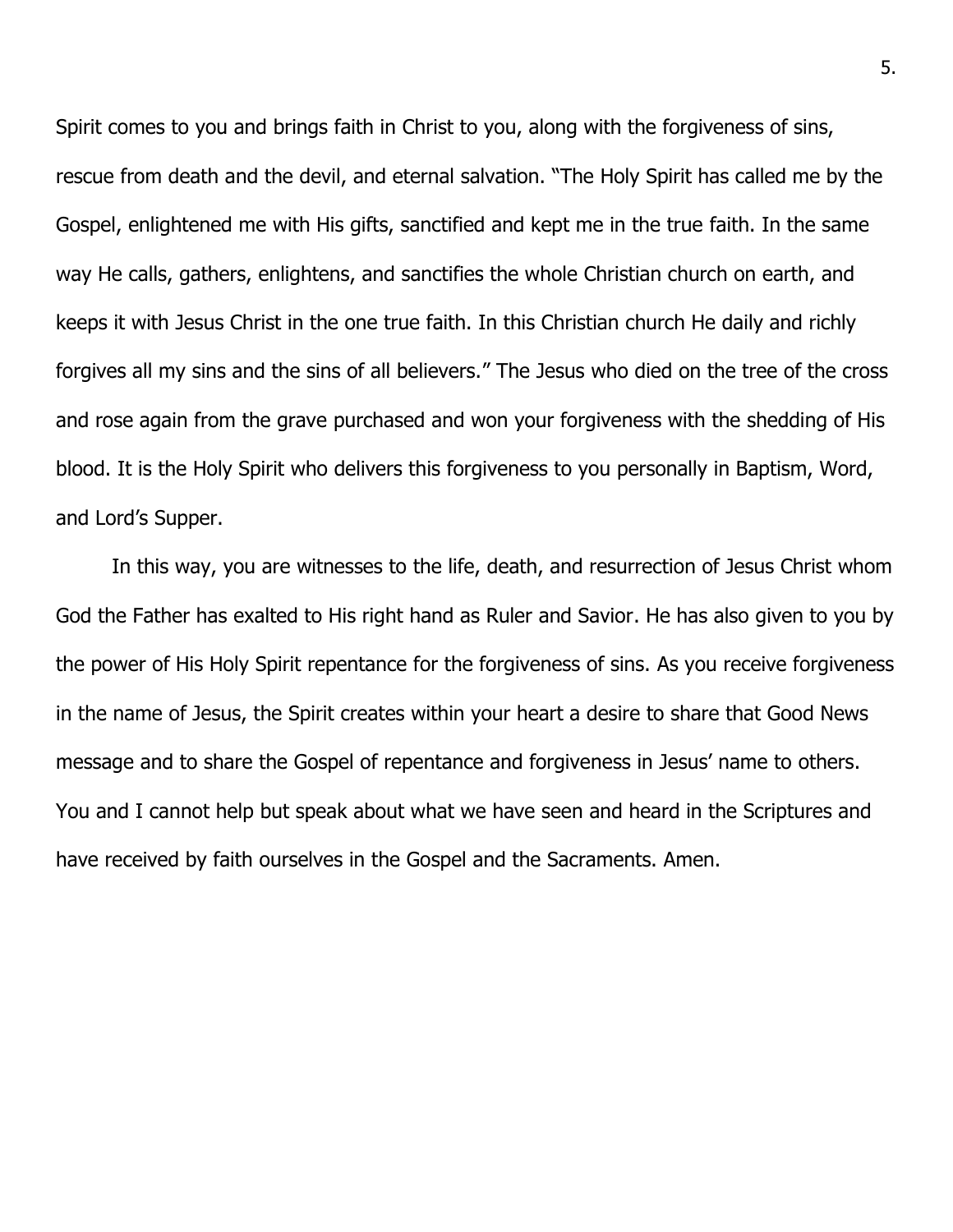Spirit comes to you and brings faith in Christ to you, along with the forgiveness of sins, rescue from death and the devil, and eternal salvation. "The Holy Spirit has called me by the Gospel, enlightened me with His gifts, sanctified and kept me in the true faith. In the same way He calls, gathers, enlightens, and sanctifies the whole Christian church on earth, and keeps it with Jesus Christ in the one true faith. In this Christian church He daily and richly forgives all my sins and the sins of all believers." The Jesus who died on the tree of the cross and rose again from the grave purchased and won your forgiveness with the shedding of His blood. It is the Holy Spirit who delivers this forgiveness to you personally in Baptism, Word, and Lord's Supper.

In this way, you are witnesses to the life, death, and resurrection of Jesus Christ whom God the Father has exalted to His right hand as Ruler and Savior. He has also given to you by the power of His Holy Spirit repentance for the forgiveness of sins. As you receive forgiveness in the name of Jesus, the Spirit creates within your heart a desire to share that Good News message and to share the Gospel of repentance and forgiveness in Jesus' name to others. You and I cannot help but speak about what we have seen and heard in the Scriptures and have received by faith ourselves in the Gospel and the Sacraments. Amen.